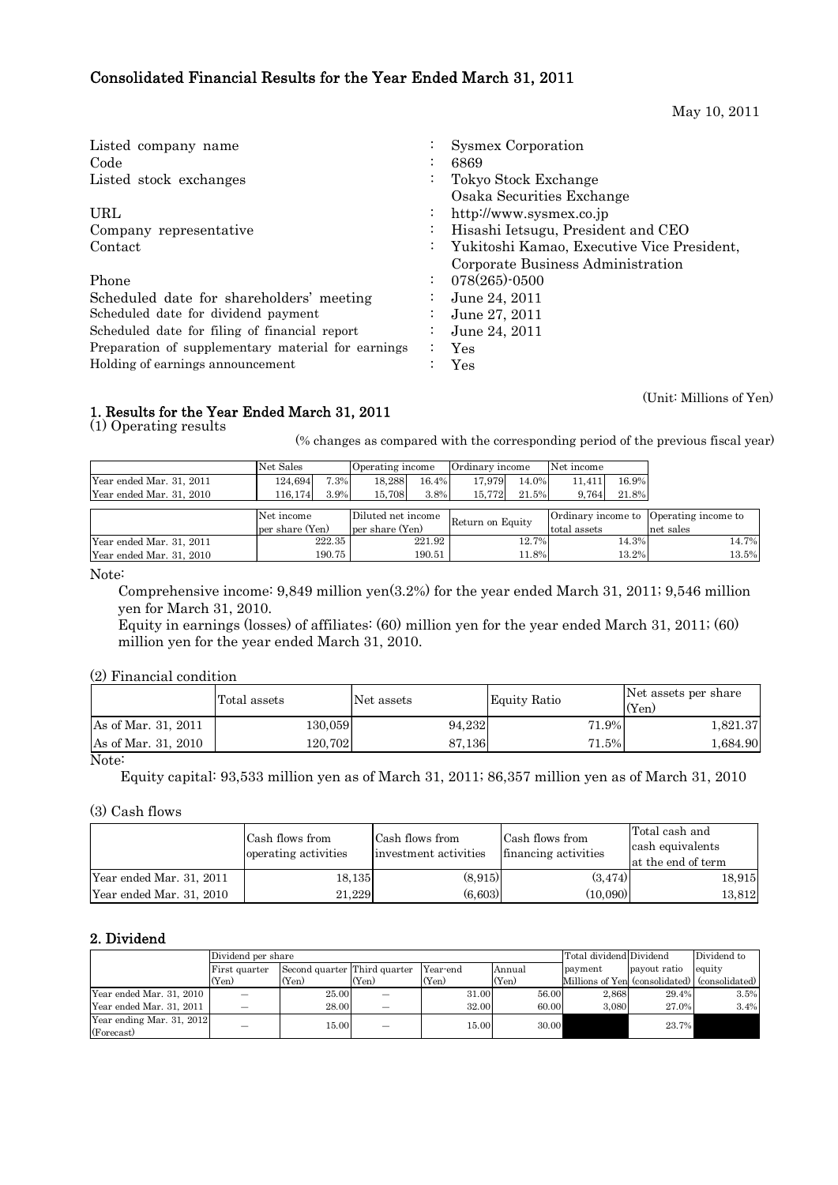# Consolidated Financial Results for the Year Ended March 31, 2011

May 10, 2011

| | | |
|---|---|---|
| Listed company name | : | Sysmex Corporation |
| Code | : | 6869 |
| Listed stock exchanges | : | Tokyo Stock Exchange<br>Osaka Securities Exchange |
| URL | : | http://www.sysmex.co.jp |
| Company representative | : | Hisashi Ietsugu, President and CEO |
| Contact | : | Yukitoshi Kamao, Executive Vice President, Corporate Business Administration |
| Phone | : | 078(265)-0500 |
| Scheduled date for shareholders' meeting | : | June 24, 2011 |
| Scheduled date for dividend payment | : | June 27, 2011 |
| Scheduled date for filing of financial report | : | June 24, 2011 |
| Preparation of supplementary material for earnings | : | Yes |
| Holding of earnings announcement | : | Yes |

(Unit: Millions of Yen)

## 1. Results for the Year Ended March 31, 2011

### (1) Operating results

(% changes as compared with the corresponding period of the previous fiscal year)

| | Net Sales | | Operating income | | Ordinary income | | Net income | |
|---|---|---|---|---|---|---|---|---|
| Year ended Mar. 31, 2011 | 124,694 | 7.3% | 18,288 | 16.4% | 17,979 | 14.0% | 11,411 | 16.9% |
| Year ended Mar. 31, 2010 | 116,174 | 3.9% | 15,708 | 3.8% | 15,772 | 21.5% | 9,764 | 21.8% |

| | Net income per share (Yen) | Diluted net income per share (Yen) | Return on Equity | Ordinary income to total assets | Operating income to net sales |
|---|---|---|---|---|---|
| Year ended Mar. 31, 2011 | 222.35 | 221.92 | 12.7% | 14.3% | 14.7% |
| Year ended Mar. 31, 2010 | 190.75 | 190.51 | 11.8% | 13.2% | 13.5% |

Note:

Comprehensive income: 9,849 million yen(3.2%) for the year ended March 31, 2011; 9,546 million yen for March 31, 2010.

Equity in earnings (losses) of affiliates: (60) million yen for the year ended March 31, 2011; (60) million yen for the year ended March 31, 2010.

### (2) Financial condition

| | Total assets | Net assets | Equity Ratio | Net assets per share (Yen) |
|---|---|---|---|---|
| As of Mar. 31, 2011 | 130,059 | 94,232 | 71.9% | 1,821.37 |
| As of Mar. 31, 2010 | 120,702 | 87,136 | 71.5% | 1,684.90 |

Note:

Equity capital: 93,533 million yen as of March 31, 2011; 86,357 million yen as of March 31, 2010

### (3) Cash flows

| | Cash flows from operating activities | Cash flows from investment activities | Cash flows from financing activities | Total cash and cash equivalents at the end of term |
|---|---|---|---|---|
| Year ended Mar. 31, 2011 | 18,135 | (8,915) | (3,474) | 18,915 |
| Year ended Mar. 31, 2010 | 21,229 | (6,603) | (10,090) | 13,812 |

## 2. Dividend

| | Dividend per share | | | | | Total dividend payment | Dividend payout ratio | Dividend to equity |
|---|---|---|---|---|---|---|---|---|
| | First quarter (Yen) | Second quarter (Yen) | Third quarter (Yen) | Year-end (Yen) | Annual (Yen) | Millions of Yen | (consolidated) | (consolidated) |
| Year ended Mar. 31, 2010 | — | 25.00 | — | 31.00 | 56.00 | 2,868 | 29.4% | 3.5% |
| Year ended Mar. 31, 2011 | — | 28.00 | — | 32.00 | 60.00 | 3,080 | 27.0% | 3.4% |
| Year ending Mar. 31, 2012 (Forecast) | — | 15.00 | — | 15.00 | 30.00 | | 23.7% | |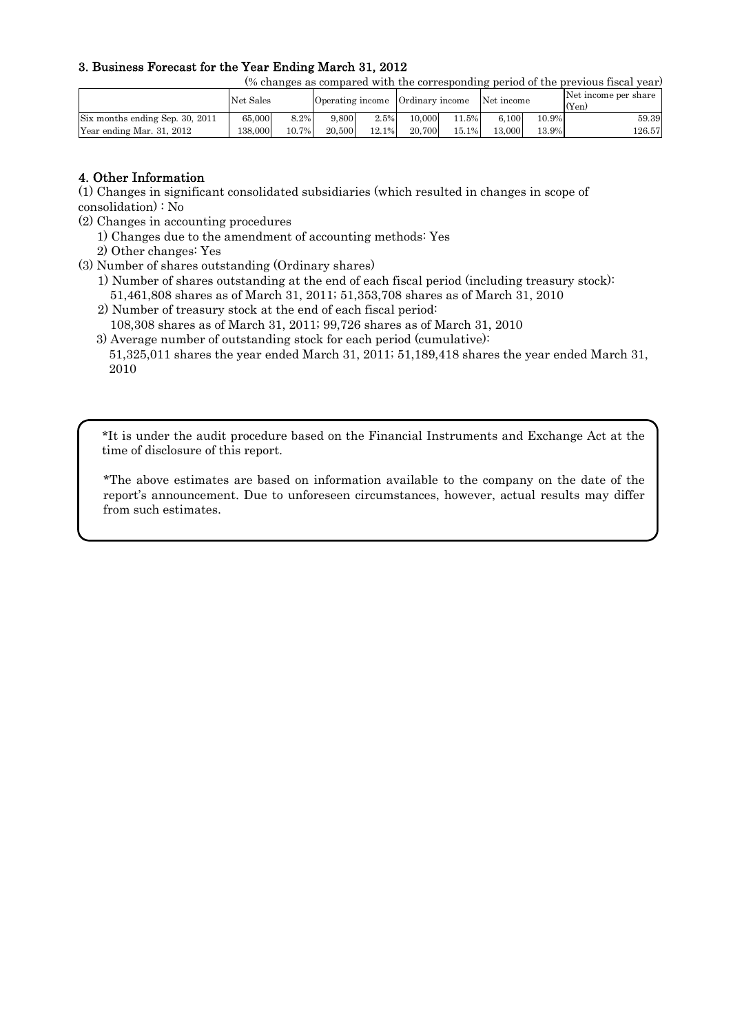### 3. Business Forecast for the Year Ending March 31, 2012

(% changes as compared with the corresponding period of the previous fiscal year)

| | Net Sales | | Operating income | | Ordinary income | | Net income | | Net income per share (Yen) |
|---|---|---|---|---|---|---|---|---|---|
| Six months ending Sep. 30, 2011 | 65,000 | 8.2% | 9,800 | 2.5% | 10,000 | 11.5% | 6,100 | 10.9% | 59.39 |
| Year ending Mar. 31, 2012 | 138,000 | 10.7% | 20,500 | 12.1% | 20,700 | 15.1% | 13,000 | 13.9% | 126.57 |

### 4. Other Information

(1) Changes in significant consolidated subsidiaries (which resulted in changes in scope of consolidation) : No

(2) Changes in accounting procedures

1) Changes due to the amendment of accounting methods: Yes

2) Other changes: Yes

(3) Number of shares outstanding (Ordinary shares)

1) Number of shares outstanding at the end of each fiscal period (including treasury stock): 51,461,808 shares as of March 31, 2011; 51,353,708 shares as of March 31, 2010

2) Number of treasury stock at the end of each fiscal period: 108,308 shares as of March 31, 2011; 99,726 shares as of March 31, 2010

3) Average number of outstanding stock for each period (cumulative): 51,325,011 shares the year ended March 31, 2011; 51,189,418 shares the year ended March 31, 2010

*It is under the audit procedure based on the Financial Instruments and Exchange Act at the time of disclosure of this report.

*The above estimates are based on information available to the company on the date of the report's announcement. Due to unforeseen circumstances, however, actual results may differ from such estimates.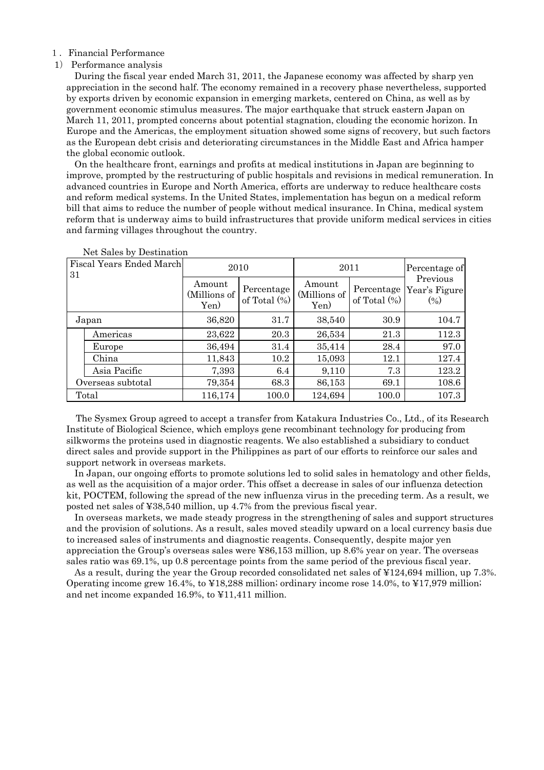1．Financial Performance

1） Performance analysis

During the fiscal year ended March 31, 2011, the Japanese economy was affected by sharp yen appreciation in the second half. The economy remained in a recovery phase nevertheless, supported by exports driven by economic expansion in emerging markets, centered on China, as well as by government economic stimulus measures. The major earthquake that struck eastern Japan on March 11, 2011, prompted concerns about potential stagnation, clouding the economic horizon. In Europe and the Americas, the employment situation showed some signs of recovery, but such factors as the European debt crisis and deteriorating circumstances in the Middle East and Africa hamper the global economic outlook.

On the healthcare front, earnings and profits at medical institutions in Japan are beginning to improve, prompted by the restructuring of public hospitals and revisions in medical remuneration. In advanced countries in Europe and North America, efforts are underway to reduce healthcare costs and reform medical systems. In the United States, implementation has begun on a medical reform bill that aims to reduce the number of people without medical insurance. In China, medical system reform that is underway aims to build infrastructures that provide uniform medical services in cities and farming villages throughout the country.

Net Sales by Destination

| Fiscal Years Ended March 31 | 2010 | | 2011 | | Percentage of Previous Year's Figure (%) |
|---|---|---|---|---|---|
| | Amount (Millions of Yen) | Percentage of Total (%) | Amount (Millions of Yen) | Percentage of Total (%) | |
| Japan | 36,820 | 31.7 | 38,540 | 30.9 | 104.7 |
| Americas | 23,622 | 20.3 | 26,534 | 21.3 | 112.3 |
| Europe | 36,494 | 31.4 | 35,414 | 28.4 | 97.0 |
| China | 11,843 | 10.2 | 15,093 | 12.1 | 127.4 |
| Asia Pacific | 7,393 | 6.4 | 9,110 | 7.3 | 123.2 |
| Overseas subtotal | 79,354 | 68.3 | 86,153 | 69.1 | 108.6 |
| Total | 116,174 | 100.0 | 124,694 | 100.0 | 107.3 |

The Sysmex Group agreed to accept a transfer from Katakura Industries Co., Ltd., of its Research Institute of Biological Science, which employs gene recombinant technology for producing from silkworms the proteins used in diagnostic reagents. We also established a subsidiary to conduct direct sales and provide support in the Philippines as part of our efforts to reinforce our sales and support network in overseas markets.

In Japan, our ongoing efforts to promote solutions led to solid sales in hematology and other fields, as well as the acquisition of a major order. This offset a decrease in sales of our influenza detection kit, POCTEM, following the spread of the new influenza virus in the preceding term. As a result, we posted net sales of ¥38,540 million, up 4.7% from the previous fiscal year.

In overseas markets, we made steady progress in the strengthening of sales and support structures and the provision of solutions. As a result, sales moved steadily upward on a local currency basis due to increased sales of instruments and diagnostic reagents. Consequently, despite major yen appreciation the Group's overseas sales were ¥86,153 million, up 8.6% year on year. The overseas sales ratio was 69.1%, up 0.8 percentage points from the same period of the previous fiscal year.

As a result, during the year the Group recorded consolidated net sales of ¥124,694 million, up 7.3%. Operating income grew 16.4%, to ¥18,288 million; ordinary income rose 14.0%, to ¥17,979 million; and net income expanded 16.9%, to ¥11,411 million.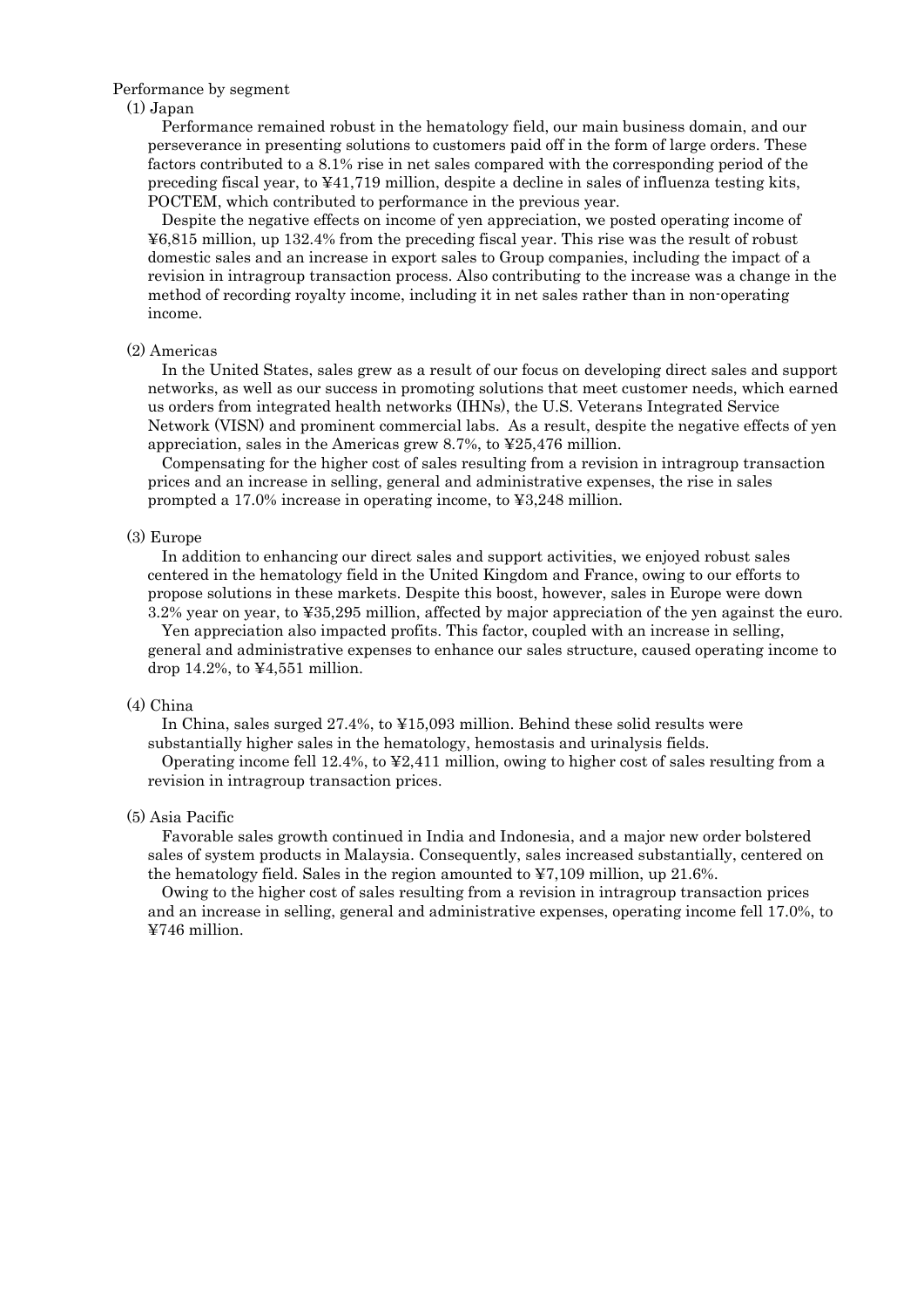Performance by segment

(1) Japan

Performance remained robust in the hematology field, our main business domain, and our perseverance in presenting solutions to customers paid off in the form of large orders. These factors contributed to a 8.1% rise in net sales compared with the corresponding period of the preceding fiscal year, to ¥41,719 million, despite a decline in sales of influenza testing kits, POCTEM, which contributed to performance in the previous year.

Despite the negative effects on income of yen appreciation, we posted operating income of ¥6,815 million, up 132.4% from the preceding fiscal year. This rise was the result of robust domestic sales and an increase in export sales to Group companies, including the impact of a revision in intragroup transaction process. Also contributing to the increase was a change in the method of recording royalty income, including it in net sales rather than in non-operating income.

(2) Americas

In the United States, sales grew as a result of our focus on developing direct sales and support networks, as well as our success in promoting solutions that meet customer needs, which earned us orders from integrated health networks (IHNs), the U.S. Veterans Integrated Service Network (VISN) and prominent commercial labs. As a result, despite the negative effects of yen appreciation, sales in the Americas grew 8.7%, to ¥25,476 million.

Compensating for the higher cost of sales resulting from a revision in intragroup transaction prices and an increase in selling, general and administrative expenses, the rise in sales prompted a 17.0% increase in operating income, to ¥3,248 million.

(3) Europe

In addition to enhancing our direct sales and support activities, we enjoyed robust sales centered in the hematology field in the United Kingdom and France, owing to our efforts to propose solutions in these markets. Despite this boost, however, sales in Europe were down 3.2% year on year, to ¥35,295 million, affected by major appreciation of the yen against the euro.

Yen appreciation also impacted profits. This factor, coupled with an increase in selling, general and administrative expenses to enhance our sales structure, caused operating income to drop 14.2%, to ¥4,551 million.

(4) China

In China, sales surged 27.4%, to ¥15,093 million. Behind these solid results were substantially higher sales in the hematology, hemostasis and urinalysis fields.

Operating income fell 12.4%, to ¥2,411 million, owing to higher cost of sales resulting from a revision in intragroup transaction prices.

(5) Asia Pacific

Favorable sales growth continued in India and Indonesia, and a major new order bolstered sales of system products in Malaysia. Consequently, sales increased substantially, centered on the hematology field. Sales in the region amounted to ¥7,109 million, up 21.6%.

Owing to the higher cost of sales resulting from a revision in intragroup transaction prices and an increase in selling, general and administrative expenses, operating income fell 17.0%, to ¥746 million.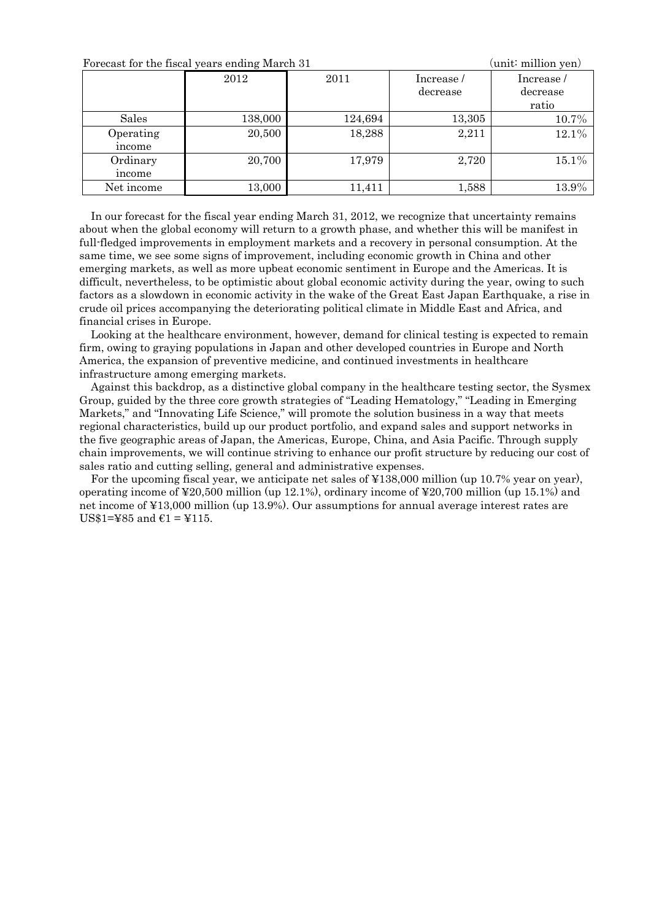Forecast for the fiscal years ending March 31 (unit: million yen)

| | 2012 | 2011 | Increase / decrease | Increase / decrease ratio |
|---|---|---|---|---|
| Sales | 138,000 | 124,694 | 13,305 | 10.7% |
| Operating income | 20,500 | 18,288 | 2,211 | 12.1% |
| Ordinary income | 20,700 | 17,979 | 2,720 | 15.1% |
| Net income | 13,000 | 11,411 | 1,588 | 13.9% |

In our forecast for the fiscal year ending March 31, 2012, we recognize that uncertainty remains about when the global economy will return to a growth phase, and whether this will be manifest in full-fledged improvements in employment markets and a recovery in personal consumption. At the same time, we see some signs of improvement, including economic growth in China and other emerging markets, as well as more upbeat economic sentiment in Europe and the Americas. It is difficult, nevertheless, to be optimistic about global economic activity during the year, owing to such factors as a slowdown in economic activity in the wake of the Great East Japan Earthquake, a rise in crude oil prices accompanying the deteriorating political climate in Middle East and Africa, and financial crises in Europe.

Looking at the healthcare environment, however, demand for clinical testing is expected to remain firm, owing to graying populations in Japan and other developed countries in Europe and North America, the expansion of preventive medicine, and continued investments in healthcare infrastructure among emerging markets.

Against this backdrop, as a distinctive global company in the healthcare testing sector, the Sysmex Group, guided by the three core growth strategies of "Leading Hematology," "Leading in Emerging Markets," and "Innovating Life Science," will promote the solution business in a way that meets regional characteristics, build up our product portfolio, and expand sales and support networks in the five geographic areas of Japan, the Americas, Europe, China, and Asia Pacific. Through supply chain improvements, we will continue striving to enhance our profit structure by reducing our cost of sales ratio and cutting selling, general and administrative expenses.

For the upcoming fiscal year, we anticipate net sales of ¥138,000 million (up 10.7% year on year), operating income of ¥20,500 million (up 12.1%), ordinary income of ¥20,700 million (up 15.1%) and net income of ¥13,000 million (up 13.9%). Our assumptions for annual average interest rates are US$1=¥85 and €1 = ¥115.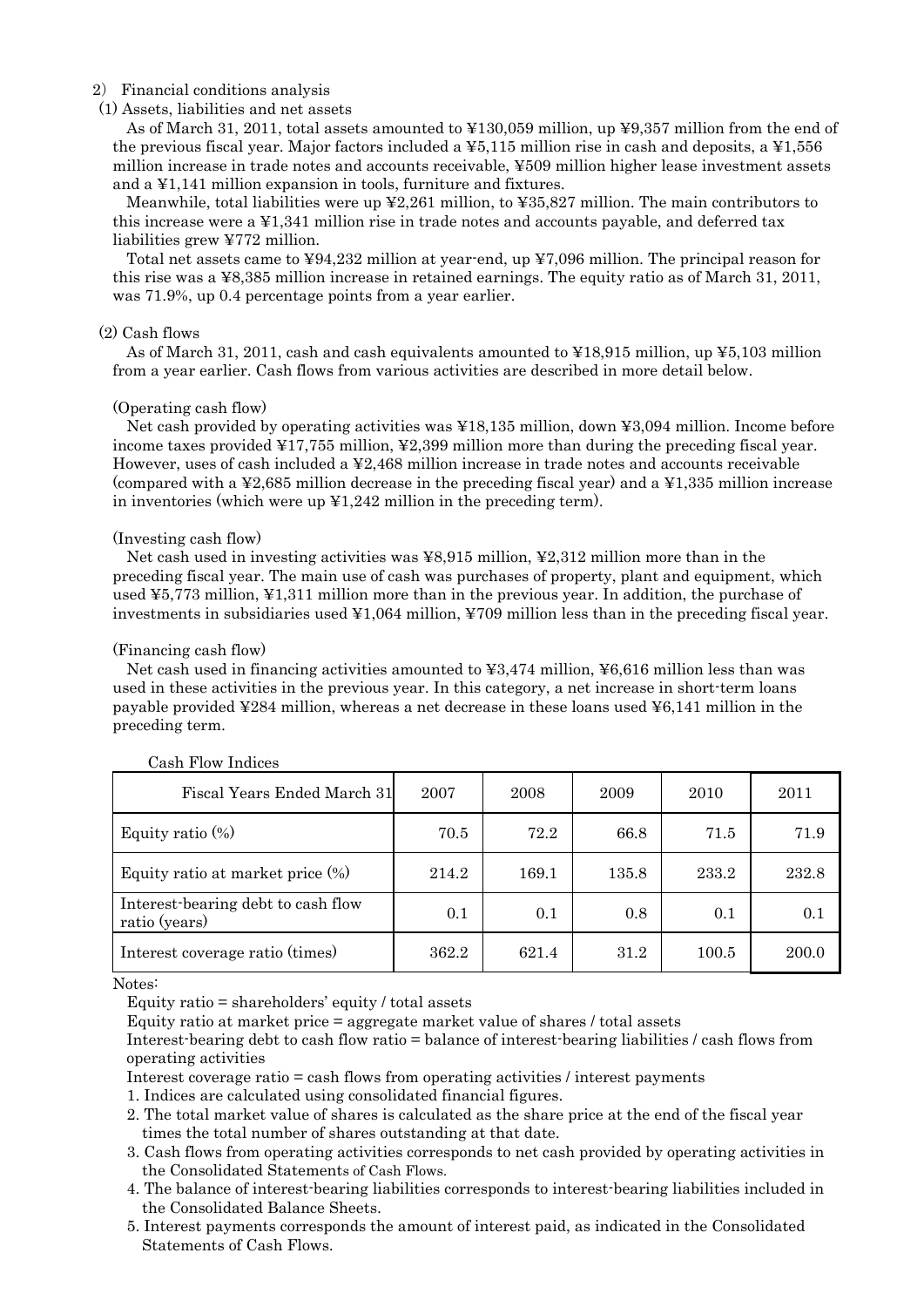2) Financial conditions analysis

(1) Assets, liabilities and net assets

As of March 31, 2011, total assets amounted to ¥130,059 million, up ¥9,357 million from the end of the previous fiscal year. Major factors included a ¥5,115 million rise in cash and deposits, a ¥1,556 million increase in trade notes and accounts receivable, ¥509 million higher lease investment assets and a ¥1,141 million expansion in tools, furniture and fixtures.

Meanwhile, total liabilities were up ¥2,261 million, to ¥35,827 million. The main contributors to this increase were a ¥1,341 million rise in trade notes and accounts payable, and deferred tax liabilities grew ¥772 million.

Total net assets came to ¥94,232 million at year-end, up ¥7,096 million. The principal reason for this rise was a ¥8,385 million increase in retained earnings. The equity ratio as of March 31, 2011, was 71.9%, up 0.4 percentage points from a year earlier.

(2) Cash flows

As of March 31, 2011, cash and cash equivalents amounted to ¥18,915 million, up ¥5,103 million from a year earlier. Cash flows from various activities are described in more detail below.

(Operating cash flow)

Net cash provided by operating activities was ¥18,135 million, down ¥3,094 million. Income before income taxes provided ¥17,755 million, ¥2,399 million more than during the preceding fiscal year. However, uses of cash included a ¥2,468 million increase in trade notes and accounts receivable (compared with a ¥2,685 million decrease in the preceding fiscal year) and a ¥1,335 million increase in inventories (which were up ¥1,242 million in the preceding term).

(Investing cash flow)

Net cash used in investing activities was ¥8,915 million, ¥2,312 million more than in the preceding fiscal year. The main use of cash was purchases of property, plant and equipment, which used ¥5,773 million, ¥1,311 million more than in the previous year. In addition, the purchase of investments in subsidiaries used ¥1,064 million, ¥709 million less than in the preceding fiscal year.

(Financing cash flow)

Net cash used in financing activities amounted to ¥3,474 million, ¥6,616 million less than was used in these activities in the previous year. In this category, a net increase in short-term loans payable provided ¥284 million, whereas a net decrease in these loans used ¥6,141 million in the preceding term.

Cash Flow Indices

| Fiscal Years Ended March 31 | 2007 | 2008 | 2009 | 2010 | 2011 |
|---|---|---|---|---|---|
| Equity ratio (%) | 70.5 | 72.2 | 66.8 | 71.5 | 71.9 |
| Equity ratio at market price (%) | 214.2 | 169.1 | 135.8 | 233.2 | 232.8 |
| Interest-bearing debt to cash flow ratio (years) | 0.1 | 0.1 | 0.8 | 0.1 | 0.1 |
| Interest coverage ratio (times) | 362.2 | 621.4 | 31.2 | 100.5 | 200.0 |

Notes:

Equity ratio = shareholders' equity / total assets

Equity ratio at market price = aggregate market value of shares / total assets

Interest-bearing debt to cash flow ratio = balance of interest-bearing liabilities / cash flows from operating activities

Interest coverage ratio = cash flows from operating activities / interest payments

1. Indices are calculated using consolidated financial figures.
2. The total market value of shares is calculated as the share price at the end of the fiscal year times the total number of shares outstanding at that date.
3. Cash flows from operating activities corresponds to net cash provided by operating activities in the Consolidated Statements of Cash Flows.
4. The balance of interest-bearing liabilities corresponds to interest-bearing liabilities included in the Consolidated Balance Sheets.
5. Interest payments corresponds the amount of interest paid, as indicated in the Consolidated Statements of Cash Flows.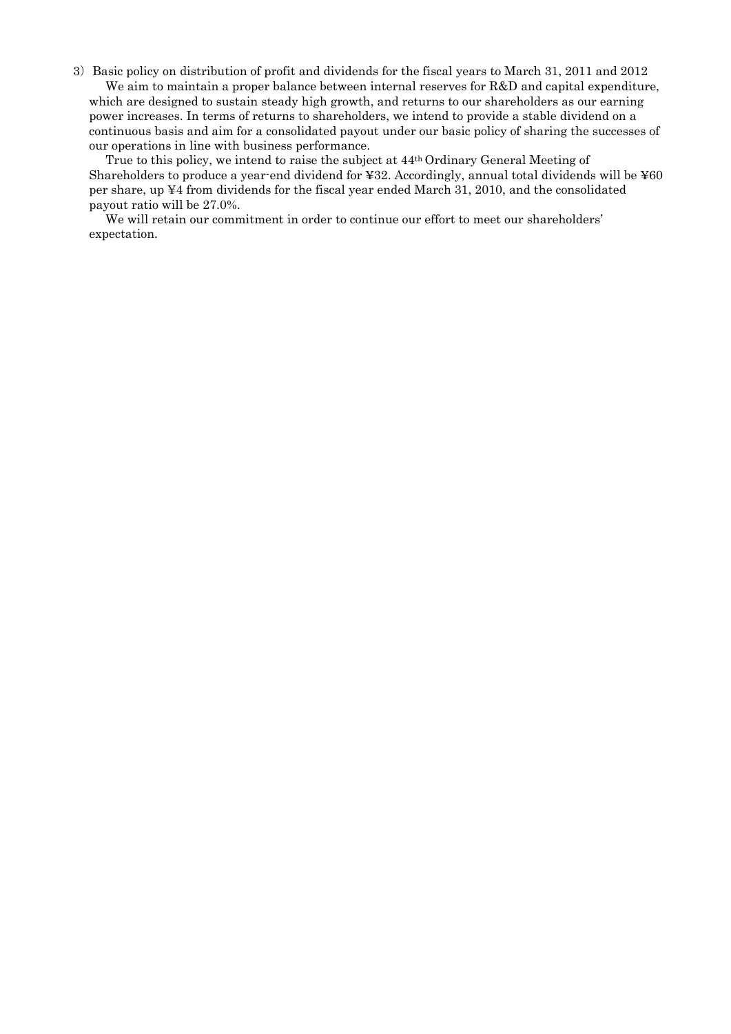3) Basic policy on distribution of profit and dividends for the fiscal years to March 31, 2011 and 2012

We aim to maintain a proper balance between internal reserves for R&D and capital expenditure, which are designed to sustain steady high growth, and returns to our shareholders as our earning power increases. In terms of returns to shareholders, we intend to provide a stable dividend on a continuous basis and aim for a consolidated payout under our basic policy of sharing the successes of our operations in line with business performance.

True to this policy, we intend to raise the subject at 44th Ordinary General Meeting of Shareholders to produce a year-end dividend for ¥32. Accordingly, annual total dividends will be ¥60 per share, up ¥4 from dividends for the fiscal year ended March 31, 2010, and the consolidated payout ratio will be 27.0%.

We will retain our commitment in order to continue our effort to meet our shareholders' expectation.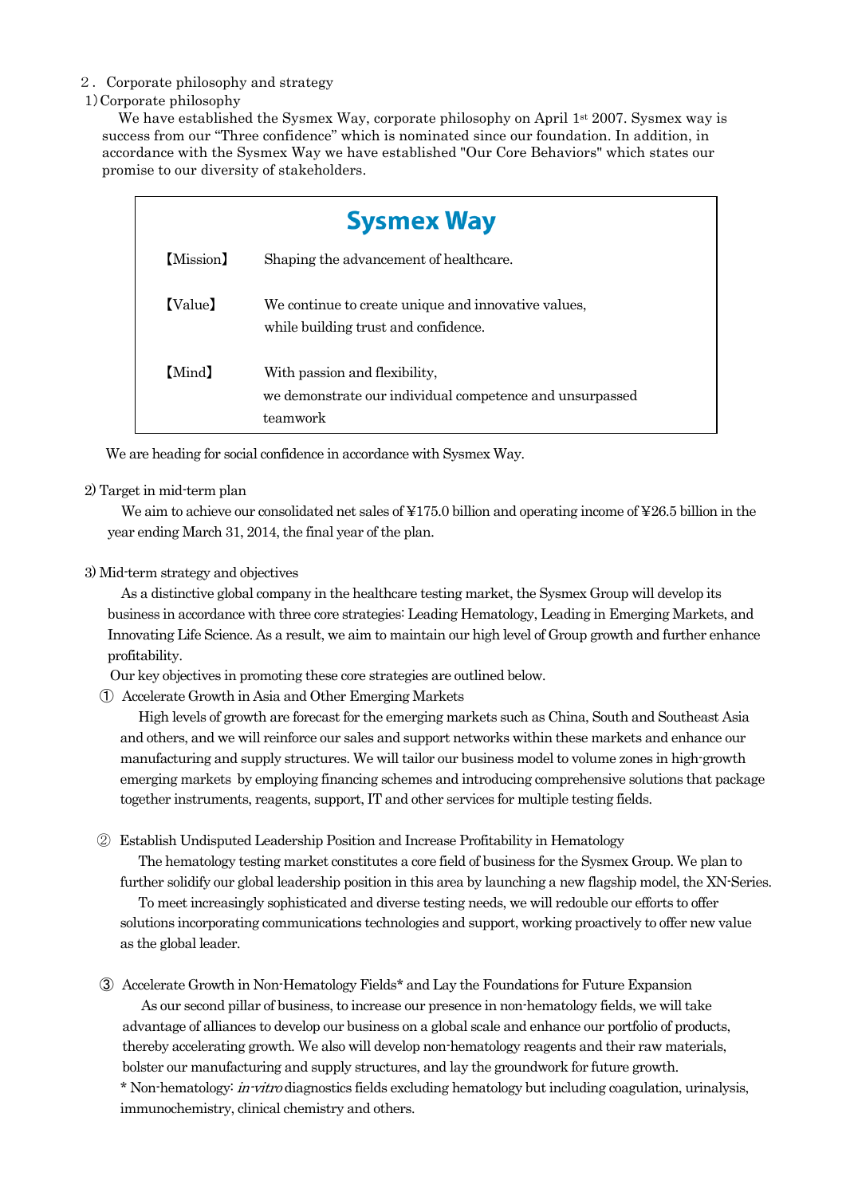## 2．Corporate philosophy and strategy

### 1) Corporate philosophy

We have established the Sysmex Way, corporate philosophy on April 1st 2007. Sysmex way is success from our "Three confidence" which is nominated since our foundation. In addition, in accordance with the Sysmex Way we have established "Our Core Behaviors" which states our promise to our diversity of stakeholders.

| Sysmex Way | |
|---|---|
| 【Mission】 | Shaping the advancement of healthcare. |
| 【Value】 | We continue to create unique and innovative values, while building trust and confidence. |
| 【Mind】 | With passion and flexibility, we demonstrate our individual competence and unsurpassed teamwork |

We are heading for social confidence in accordance with Sysmex Way.

### 2) Target in mid-term plan

We aim to achieve our consolidated net sales of ¥175.0 billion and operating income of ¥26.5 billion in the year ending March 31, 2014, the final year of the plan.

### 3) Mid-term strategy and objectives

As a distinctive global company in the healthcare testing market, the Sysmex Group will develop its business in accordance with three core strategies: Leading Hematology, Leading in Emerging Markets, and Innovating Life Science. As a result, we aim to maintain our high level of Group growth and further enhance profitability.

Our key objectives in promoting these core strategies are outlined below.

① Accelerate Growth in Asia and Other Emerging Markets

High levels of growth are forecast for the emerging markets such as China, South and Southeast Asia and others, and we will reinforce our sales and support networks within these markets and enhance our manufacturing and supply structures. We will tailor our business model to volume zones in high-growth emerging markets by employing financing schemes and introducing comprehensive solutions that package together instruments, reagents, support, IT and other services for multiple testing fields.

② Establish Undisputed Leadership Position and Increase Profitability in Hematology

The hematology testing market constitutes a core field of business for the Sysmex Group. We plan to further solidify our global leadership position in this area by launching a new flagship model, the XN-Series.

To meet increasingly sophisticated and diverse testing needs, we will redouble our efforts to offer solutions incorporating communications technologies and support, working proactively to offer new value as the global leader.

③ Accelerate Growth in Non-Hematology Fields* and Lay the Foundations for Future Expansion

As our second pillar of business, to increase our presence in non-hematology fields, we will take advantage of alliances to develop our business on a global scale and enhance our portfolio of products, thereby accelerating growth. We also will develop non-hematology reagents and their raw materials, bolster our manufacturing and supply structures, and lay the groundwork for future growth.

\* Non-hematology: *in-vitro* diagnostics fields excluding hematology but including coagulation, urinalysis, immunochemistry, clinical chemistry and others.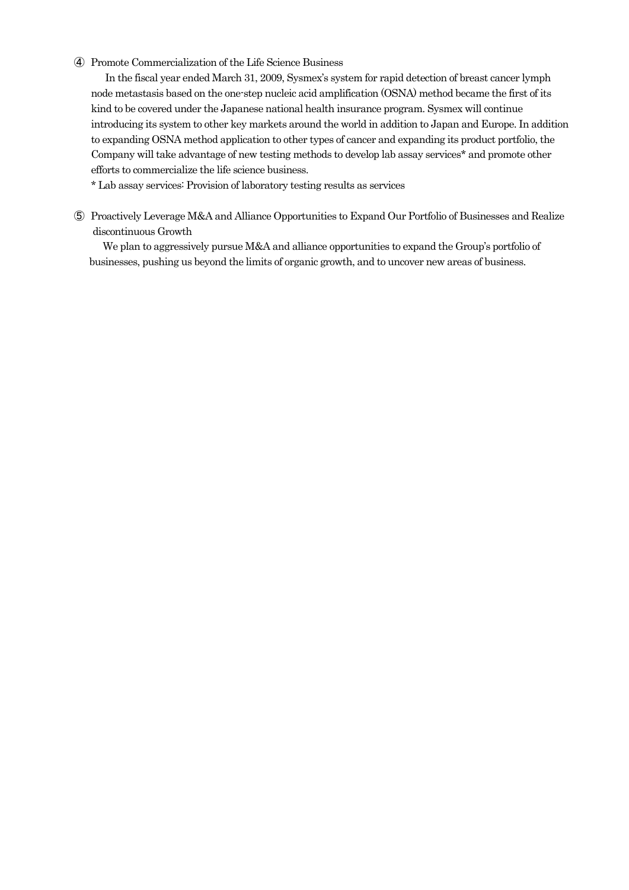④ Promote Commercialization of the Life Science Business

In the fiscal year ended March 31, 2009, Sysmex's system for rapid detection of breast cancer lymph node metastasis based on the one-step nucleic acid amplification (OSNA) method became the first of its kind to be covered under the Japanese national health insurance program. Sysmex will continue introducing its system to other key markets around the world in addition to Japan and Europe. In addition to expanding OSNA method application to other types of cancer and expanding its product portfolio, the Company will take advantage of new testing methods to develop lab assay services* and promote other efforts to commercialize the life science business.

\* Lab assay services: Provision of laboratory testing results as services

⑤ Proactively Leverage M&A and Alliance Opportunities to Expand Our Portfolio of Businesses and Realize discontinuous Growth

We plan to aggressively pursue M&A and alliance opportunities to expand the Group's portfolio of businesses, pushing us beyond the limits of organic growth, and to uncover new areas of business.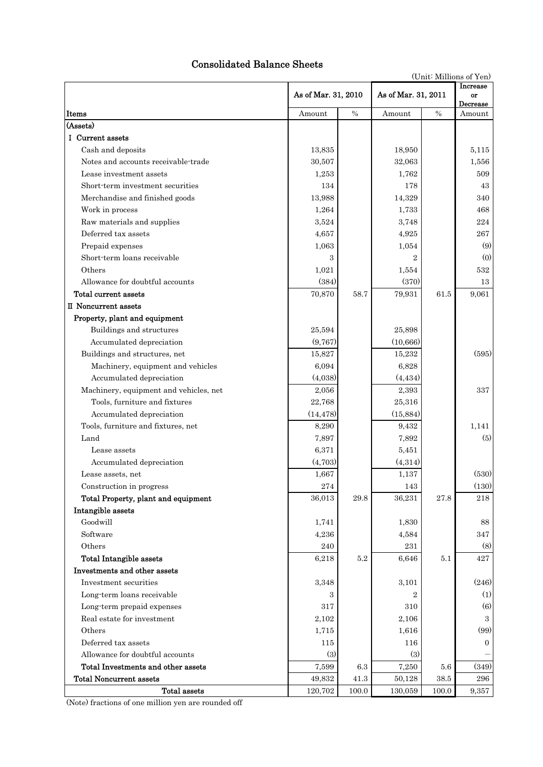# Consolidated Balance Sheets

(Unit: Millions of Yen)

| Items | As of Mar. 31, 2010 | | As of Mar. 31, 2011 | | Increase or Decrease |
|---|---|---|---|---|---|
| | Amount | % | Amount | % | Amount |
| (Assets) | | | | | |
| I Current assets | | | | | |
| Cash and deposits | 13,835 | | 18,950 | | 5,115 |
| Notes and accounts receivable-trade | 30,507 | | 32,063 | | 1,556 |
| Lease investment assets | 1,253 | | 1,762 | | 509 |
| Short-term investment securities | 134 | | 178 | | 43 |
| Merchandise and finished goods | 13,988 | | 14,329 | | 340 |
| Work in process | 1,264 | | 1,733 | | 468 |
| Raw materials and supplies | 3,524 | | 3,748 | | 224 |
| Deferred tax assets | 4,657 | | 4,925 | | 267 |
| Prepaid expenses | 1,063 | | 1,054 | | (9) |
| Short-term loans receivable | 3 | | 2 | | (0) |
| Others | 1,021 | | 1,554 | | 532 |
| Allowance for doubtful accounts | (384) | | (370) | | 13 |
| Total current assets | 70,870 | 58.7 | 79,931 | 61.5 | 9,061 |
| II Noncurrent assets | | | | | |
| Property, plant and equipment | | | | | |
| Buildings and structures | 25,594 | | 25,898 | | |
| Accumulated depreciation | (9,767) | | (10,666) | | |
| Buildings and structures, net | 15,827 | | 15,232 | | (595) |
| Machinery, equipment and vehicles | 6,094 | | 6,828 | | |
| Accumulated depreciation | (4,038) | | (4,434) | | |
| Machinery, equipment and vehicles, net | 2,056 | | 2,393 | | 337 |
| Tools, furniture and fixtures | 22,768 | | 25,316 | | |
| Accumulated depreciation | (14,478) | | (15,884) | | |
| Tools, furniture and fixtures, net | 8,290 | | 9,432 | | 1,141 |
| Land | 7,897 | | 7,892 | | (5) |
| Lease assets | 6,371 | | 5,451 | | |
| Accumulated depreciation | (4,703) | | (4,314) | | |
| Lease assets, net | 1,667 | | 1,137 | | (530) |
| Construction in progress | 274 | | 143 | | (130) |
| Total Property, plant and equipment | 36,013 | 29.8 | 36,231 | 27.8 | 218 |
| Intangible assets | | | | | |
| Goodwill | 1,741 | | 1,830 | | 88 |
| Software | 4,236 | | 4,584 | | 347 |
| Others | 240 | | 231 | | (8) |
| Total Intangible assets | 6,218 | 5.2 | 6,646 | 5.1 | 427 |
| Investments and other assets | | | | | |
| Investment securities | 3,348 | | 3,101 | | (246) |
| Long-term loans receivable | 3 | | 2 | | (1) |
| Long-term prepaid expenses | 317 | | 310 | | (6) |
| Real estate for investment | 2,102 | | 2,106 | | 3 |
| Others | 1,715 | | 1,616 | | (99) |
| Deferred tax assets | 115 | | 116 | | 0 |
| Allowance for doubtful accounts | (3) | | (3) | | － |
| Total Investments and other assets | 7,599 | 6.3 | 7,250 | 5.6 | (349) |
| Total Noncurrent assets | 49,832 | 41.3 | 50,128 | 38.5 | 296 |
| Total assets | 120,702 | 100.0 | 130,059 | 100.0 | 9,357 |

(Note) fractions of one million yen are rounded off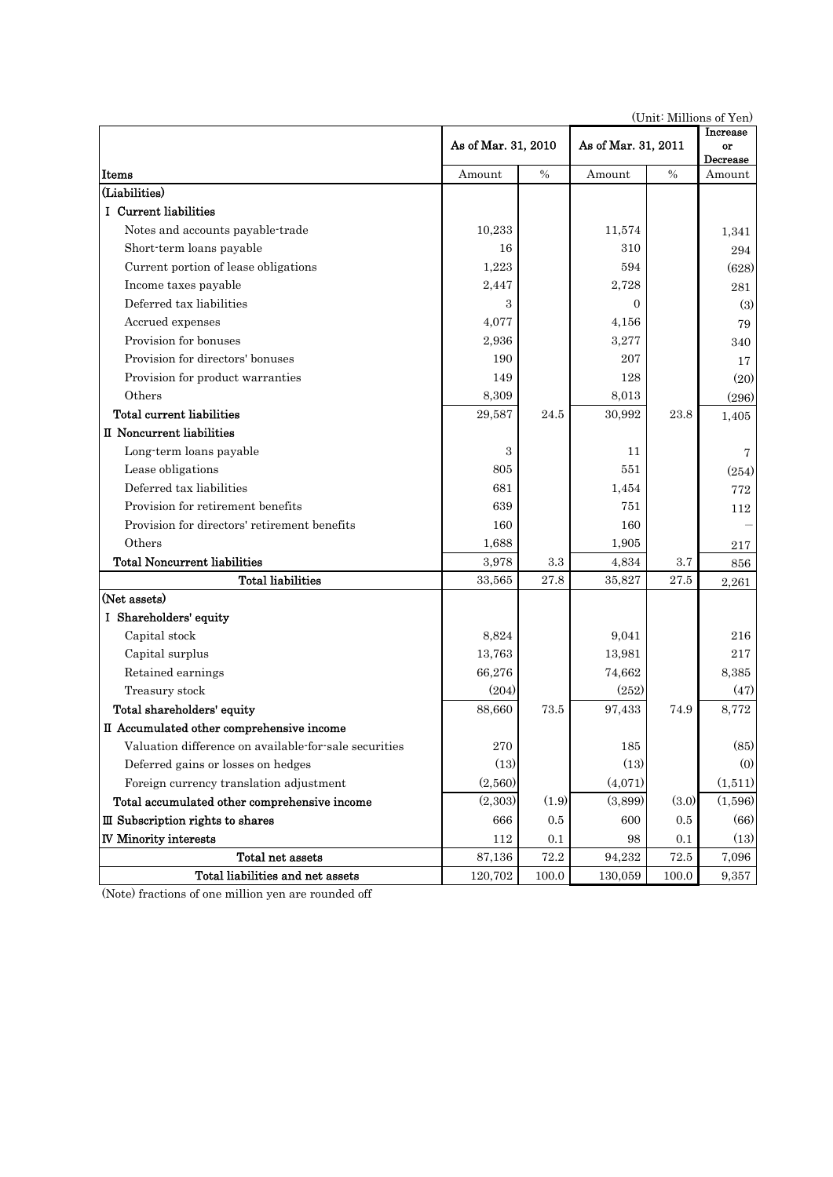(Unit: Millions of Yen)

| Items | As of Mar. 31, 2010 | | As of Mar. 31, 2011 | | Increase or Decrease |
|---|---|---|---|---|---|
| | Amount | % | Amount | % | Amount |
| (Liabilities) | | | | | |
| I Current liabilities | | | | | |
| Notes and accounts payable-trade | 10,233 | | 11,574 | | 1,341 |
| Short-term loans payable | 16 | | 310 | | 294 |
| Current portion of lease obligations | 1,223 | | 594 | | (628) |
| Income taxes payable | 2,447 | | 2,728 | | 281 |
| Deferred tax liabilities | 3 | | 0 | | (3) |
| Accrued expenses | 4,077 | | 4,156 | | 79 |
| Provision for bonuses | 2,936 | | 3,277 | | 340 |
| Provision for directors' bonuses | 190 | | 207 | | 17 |
| Provision for product warranties | 149 | | 128 | | (20) |
| Others | 8,309 | | 8,013 | | (296) |
| Total current liabilities | 29,587 | 24.5 | 30,992 | 23.8 | 1,405 |
| II Noncurrent liabilities | | | | | |
| Long-term loans payable | 3 | | 11 | | 7 |
| Lease obligations | 805 | | 551 | | (254) |
| Deferred tax liabilities | 681 | | 1,454 | | 772 |
| Provision for retirement benefits | 639 | | 751 | | 112 |
| Provision for directors' retirement benefits | 160 | | 160 | | − |
| Others | 1,688 | | 1,905 | | 217 |
| Total Noncurrent liabilities | 3,978 | 3.3 | 4,834 | 3.7 | 856 |
| Total liabilities | 33,565 | 27.8 | 35,827 | 27.5 | 2,261 |
| (Net assets) | | | | | |
| I Shareholders' equity | | | | | |
| Capital stock | 8,824 | | 9,041 | | 216 |
| Capital surplus | 13,763 | | 13,981 | | 217 |
| Retained earnings | 66,276 | | 74,662 | | 8,385 |
| Treasury stock | (204) | | (252) | | (47) |
| Total shareholders' equity | 88,660 | 73.5 | 97,433 | 74.9 | 8,772 |
| II Accumulated other comprehensive income | | | | | |
| Valuation difference on available-for-sale securities | 270 | | 185 | | (85) |
| Deferred gains or losses on hedges | (13) | | (13) | | (0) |
| Foreign currency translation adjustment | (2,560) | | (4,071) | | (1,511) |
| Total accumulated other comprehensive income | (2,303) | (1.9) | (3,899) | (3.0) | (1,596) |
| III Subscription rights to shares | 666 | 0.5 | 600 | 0.5 | (66) |
| IV Minority interests | 112 | 0.1 | 98 | 0.1 | (13) |
| Total net assets | 87,136 | 72.2 | 94,232 | 72.5 | 7,096 |
| Total liabilities and net assets | 120,702 | 100.0 | 130,059 | 100.0 | 9,357 |

(Note) fractions of one million yen are rounded off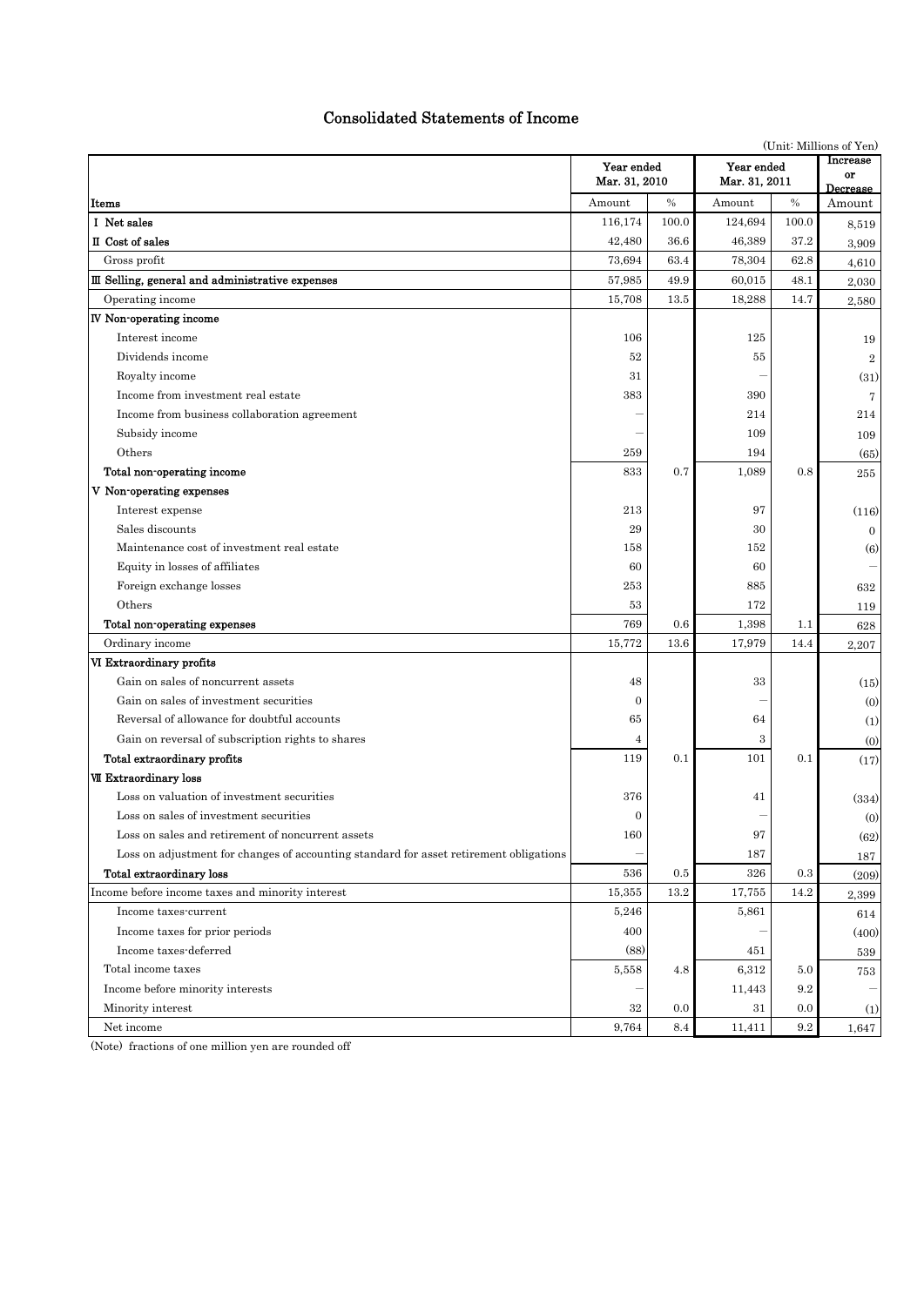# Consolidated Statements of Income

(Unit: Millions of Yen)

| Items | Year ended Mar. 31, 2010 | | Year ended Mar. 31, 2011 | | Increase or Decrease |
|---|---|---|---|---|---|
| | Amount | % | Amount | % | Amount |
| Ⅰ Net sales | 116,174 | 100.0 | 124,694 | 100.0 | 8,519 |
| Ⅱ Cost of sales | 42,480 | 36.6 | 46,389 | 37.2 | 3,909 |
| Gross profit | 73,694 | 63.4 | 78,304 | 62.8 | 4,610 |
| Ⅲ Selling, general and administrative expenses | 57,985 | 49.9 | 60,015 | 48.1 | 2,030 |
| Operating income | 15,708 | 13.5 | 18,288 | 14.7 | 2,580 |
| Ⅳ Non-operating income | | | | | |
| Interest income | 106 | | 125 | | 19 |
| Dividends income | 52 | | 55 | | 2 |
| Royalty income | 31 | | ― | | (31) |
| Income from investment real estate | 383 | | 390 | | 7 |
| Income from business collaboration agreement | ― | | 214 | | 214 |
| Subsidy income | ― | | 109 | | 109 |
| Others | 259 | | 194 | | (65) |
| Total non-operating income | 833 | 0.7 | 1,089 | 0.8 | 255 |
| Ⅴ Non-operating expenses | | | | | |
| Interest expense | 213 | | 97 | | (116) |
| Sales discounts | 29 | | 30 | | 0 |
| Maintenance cost of investment real estate | 158 | | 152 | | (6) |
| Equity in losses of affiliates | 60 | | 60 | | ― |
| Foreign exchange losses | 253 | | 885 | | 632 |
| Others | 53 | | 172 | | 119 |
| Total non-operating expenses | 769 | 0.6 | 1,398 | 1.1 | 628 |
| Ordinary income | 15,772 | 13.6 | 17,979 | 14.4 | 2,207 |
| Ⅵ Extraordinary profits | | | | | |
| Gain on sales of noncurrent assets | 48 | | 33 | | (15) |
| Gain on sales of investment securities | 0 | | ― | | (0) |
| Reversal of allowance for doubtful accounts | 65 | | 64 | | (1) |
| Gain on reversal of subscription rights to shares | 4 | | 3 | | (0) |
| Total extraordinary profits | 119 | 0.1 | 101 | 0.1 | (17) |
| Ⅶ Extraordinary loss | | | | | |
| Loss on valuation of investment securities | 376 | | 41 | | (334) |
| Loss on sales of investment securities | 0 | | ― | | (0) |
| Loss on sales and retirement of noncurrent assets | 160 | | 97 | | (62) |
| Loss on adjustment for changes of accounting standard for asset retirement obligations | ― | | 187 | | 187 |
| Total extraordinary loss | 536 | 0.5 | 326 | 0.3 | (209) |
| Income before income taxes and minority interest | 15,355 | 13.2 | 17,755 | 14.2 | 2,399 |
| Income taxes-current | 5,246 | | 5,861 | | 614 |
| Income taxes for prior periods | 400 | | ― | | (400) |
| Income taxes-deferred | (88) | | 451 | | 539 |
| Total income taxes | 5,558 | 4.8 | 6,312 | 5.0 | 753 |
| Income before minority interests | ― | | 11,443 | 9.2 | ― |
| Minority interest | 32 | 0.0 | 31 | 0.0 | (1) |
| Net income | 9,764 | 8.4 | 11,411 | 9.2 | 1,647 |

(Note) fractions of one million yen are rounded off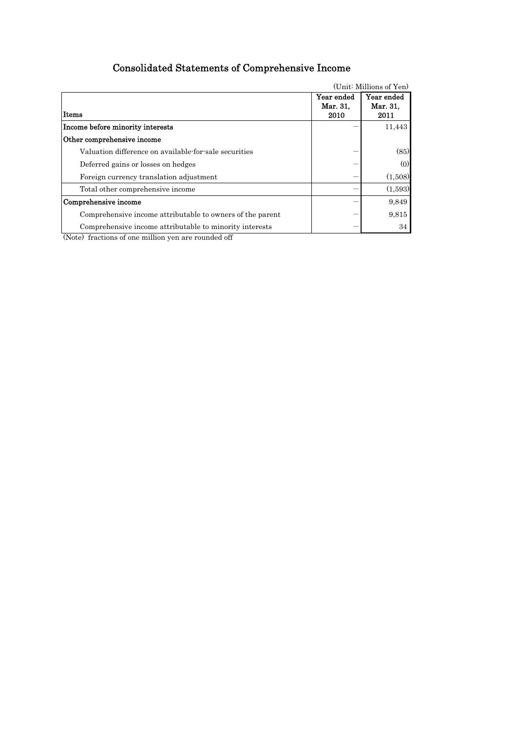# Consolidated Statements of Comprehensive Income

(Unit: Millions of Yen)

| Items | Year ended Mar. 31, 2010 | Year ended Mar. 31, 2011 |
|---|---|---|
| **Income before minority interests** | ― | 11,443 |
| **Other comprehensive income** | | |
| Valuation difference on available-for-sale securities | ― | (85) |
| Deferred gains or losses on hedges | ― | (0) |
| Foreign currency translation adjustment | ― | (1,508) |
| Total other comprehensive income | ― | (1,593) |
| **Comprehensive income** | ― | 9,849 |
| Comprehensive income attributable to owners of the parent | ― | 9,815 |
| Comprehensive income attributable to minority interests | ― | 34 |

(Note) fractions of one million yen are rounded off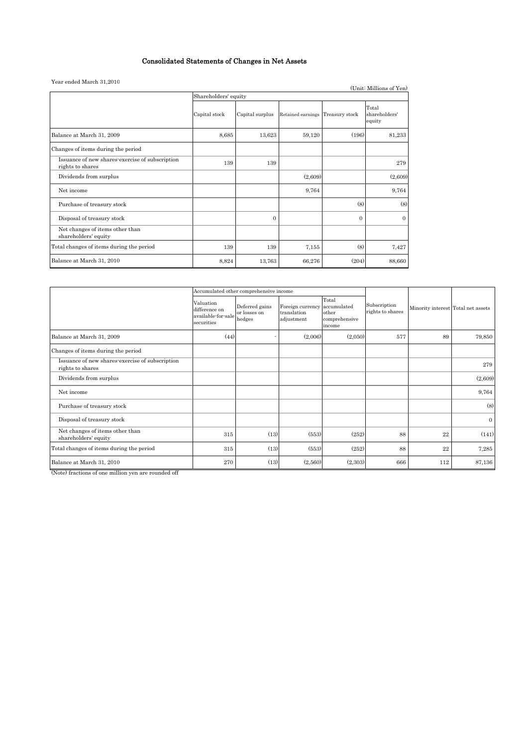# Consolidated Statements of Changes in Net Assets

Year ended March 31,2010

(Unit: Millions of Yen)

| | Shareholders' equity | | | | |
|---|---|---|---|---|---|
| | Capital stock | Capital surplus | Retained earnings | Treasury stock | Total shareholders' equity |
| Balance at March 31, 2009 | 8,685 | 13,623 | 59,120 | (196) | 81,233 |
| Changes of items during the period | | | | | |
| Issuance of new shares-exercise of subscription rights to shares | 139 | 139 | | | 279 |
| Dividends from surplus | | | (2,609) | | (2,609) |
| Net income | | | 9,764 | | 9,764 |
| Purchase of treasury stock | | | | (8) | (8) |
| Disposal of treasury stock | | 0 | | 0 | 0 |
| Net changes of items other than shareholders' equity | | | | | |
| Total changes of items during the period | 139 | 139 | 7,155 | (8) | 7,427 |
| Balance at March 31, 2010 | 8,824 | 13,763 | 66,276 | (204) | 88,660 |

| | Accumulated other comprehensive income | | | | | | |
|---|---|---|---|---|---|---|---|
| | Valuation difference on available-for-sale securities | Deferred gains or losses on hedges | Foreign currency translation adjustment | Total accumulated other comprehensive income | Subscription rights to shares | Minority interest | Total net assets |
| Balance at March 31, 2009 | (44) | - | (2,006) | (2,050) | 577 | 89 | 79,850 |
| Changes of items during the period | | | | | | | |
| Issuance of new shares-exercise of subscription rights to shares | | | | | | | 279 |
| Dividends from surplus | | | | | | | (2,609) |
| Net income | | | | | | | 9,764 |
| Purchase of treasury stock | | | | | | | (8) |
| Disposal of treasury stock | | | | | | | 0 |
| Net changes of items other than shareholders' equity | 315 | (13) | (553) | (252) | 88 | 22 | (141) |
| Total changes of items during the period | 315 | (13) | (553) | (252) | 88 | 22 | 7,285 |
| Balance at March 31, 2010 | 270 | (13) | (2,560) | (2,303) | 666 | 112 | 87,136 |

(Note) fractions of one million yen are rounded off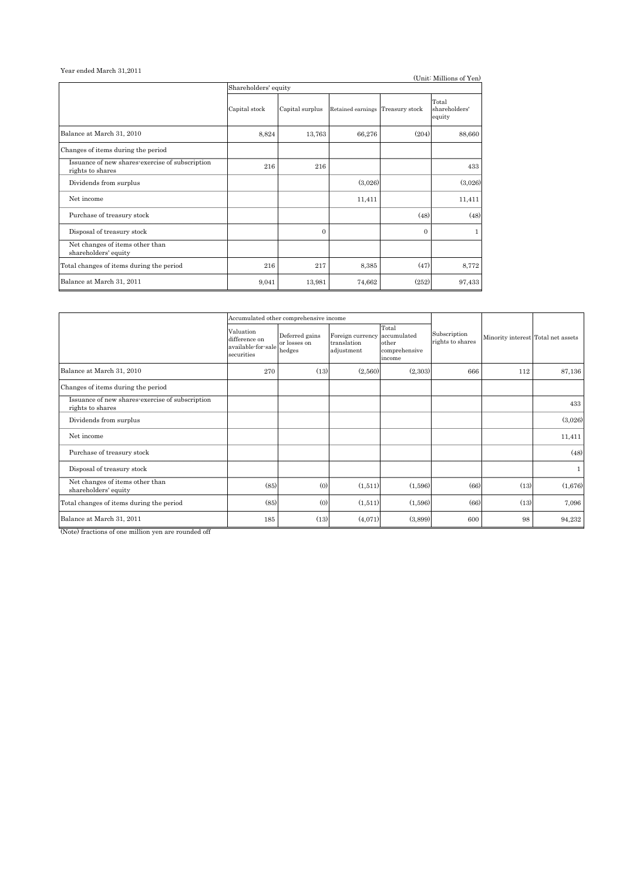Year ended March 31,2011

(Unit: Millions of Yen)

| | Shareholders' equity | | | | |
|---|---|---|---|---|---|
| | Capital stock | Capital surplus | Retained earnings | Treasury stock | Total shareholders' equity |
| Balance at March 31, 2010 | 8,824 | 13,763 | 66,276 | (204) | 88,660 |
| Changes of items during the period | | | | | |
| Issuance of new shares-exercise of subscription rights to shares | 216 | 216 | | | 433 |
| Dividends from surplus | | | (3,026) | | (3,026) |
| Net income | | | 11,411 | | 11,411 |
| Purchase of treasury stock | | | | (48) | (48) |
| Disposal of treasury stock | | 0 | | 0 | 1 |
| Net changes of items other than shareholders' equity | | | | | |
| Total changes of items during the period | 216 | 217 | 8,385 | (47) | 8,772 |
| Balance at March 31, 2011 | 9,041 | 13,981 | 74,662 | (252) | 97,433 |

| | Accumulated other comprehensive income | | | | Subscription rights to shares | Minority interest | Total net assets |
|---|---|---|---|---|---|---|---|
| | Valuation difference on available-for-sale securities | Deferred gains or losses on hedges | Foreign currency translation adjustment | Total accumulated other comprehensive income | | | |
| Balance at March 31, 2010 | 270 | (13) | (2,560) | (2,303) | 666 | 112 | 87,136 |
| Changes of items during the period | | | | | | | |
| Issuance of new shares-exercise of subscription rights to shares | | | | | | | 433 |
| Dividends from surplus | | | | | | | (3,026) |
| Net income | | | | | | | 11,411 |
| Purchase of treasury stock | | | | | | | (48) |
| Disposal of treasury stock | | | | | | | 1 |
| Net changes of items other than shareholders' equity | (85) | (0) | (1,511) | (1,596) | (66) | (13) | (1,676) |
| Total changes of items during the period | (85) | (0) | (1,511) | (1,596) | (66) | (13) | 7,096 |
| Balance at March 31, 2011 | 185 | (13) | (4,071) | (3,899) | 600 | 98 | 94,232 |

(Note) fractions of one million yen are rounded off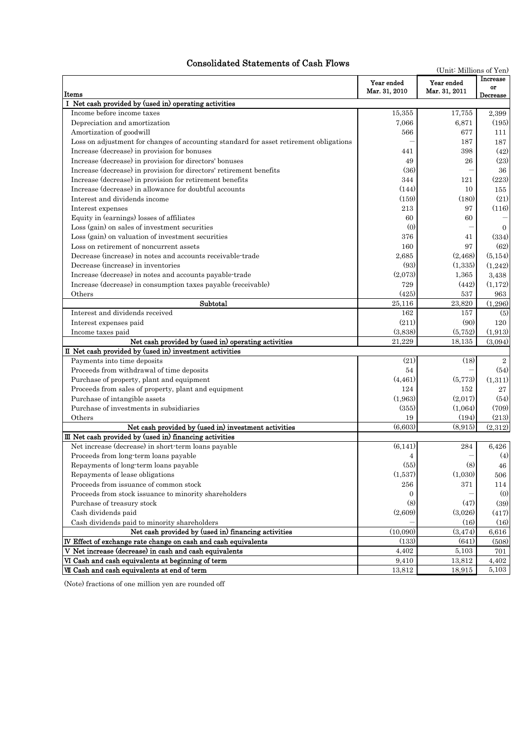## Consolidated Statements of Cash Flows

(Unit: Millions of Yen)

| Items | Year ended Mar. 31, 2010 | Year ended Mar. 31, 2011 | Increase or Decrease |
|---|---|---|---|
| I Net cash provided by (used in) operating activities | | | |
| Income before income taxes | 15,355 | 17,755 | 2,399 |
| Depreciation and amortization | 7,066 | 6,871 | (195) |
| Amortization of goodwill | 566 | 677 | 111 |
| Loss on adjustment for changes of accounting standard for asset retirement obligations | — | 187 | 187 |
| Increase (decrease) in provision for bonuses | 441 | 398 | (42) |
| Increase (decrease) in provision for directors' bonuses | 49 | 26 | (23) |
| Increase (decrease) in provision for directors' retirement benefits | (36) | — | 36 |
| Increase (decrease) in provision for retirement benefits | 344 | 121 | (223) |
| Increase (decrease) in allowance for doubtful accounts | (144) | 10 | 155 |
| Interest and dividends income | (159) | (180) | (21) |
| Interest expenses | 213 | 97 | (116) |
| Equity in (earnings) losses of affiliates | 60 | 60 | — |
| Loss (gain) on sales of investment securities | (0) | — | 0 |
| Loss (gain) on valuation of investment securities | 376 | 41 | (334) |
| Loss on retirement of noncurrent assets | 160 | 97 | (62) |
| Decrease (increase) in notes and accounts receivable-trade | 2,685 | (2,468) | (5,154) |
| Decrease (increase) in inventories | (93) | (1,335) | (1,242) |
| Increase (decrease) in notes and accounts payable-trade | (2,073) | 1,365 | 3,438 |
| Increase (decrease) in consumption taxes payable (receivable) | 729 | (442) | (1,172) |
| Others | (425) | 537 | 963 |
| Subtotal | 25,116 | 23,820 | (1,296) |
| Interest and dividends received | 162 | 157 | (5) |
| Interest expenses paid | (211) | (90) | 120 |
| Income taxes paid | (3,838) | (5,752) | (1,913) |
| Net cash provided by (used in) operating activities | 21,229 | 18,135 | (3,094) |
| II Net cash provided by (used in) investment activities | | | |
| Payments into time deposits | (21) | (18) | 2 |
| Proceeds from withdrawal of time deposits | 54 | — | (54) |
| Purchase of property, plant and equipment | (4,461) | (5,773) | (1,311) |
| Proceeds from sales of property, plant and equipment | 124 | 152 | 27 |
| Purchase of intangible assets | (1,963) | (2,017) | (54) |
| Purchase of investments in subsidiaries | (355) | (1,064) | (709) |
| Others | 19 | (194) | (213) |
| Net cash provided by (used in) investment activities | (6,603) | (8,915) | (2,312) |
| III Net cash provided by (used in) financing activities | | | |
| Net increase (decrease) in short-term loans payable | (6,141) | 284 | 6,426 |
| Proceeds from long-term loans payable | 4 | — | (4) |
| Repayments of long-term loans payable | (55) | (8) | 46 |
| Repayments of lease obligations | (1,537) | (1,030) | 506 |
| Proceeds from issuance of common stock | 256 | 371 | 114 |
| Proceeds from stock issuance to minority shareholders | 0 | — | (0) |
| Purchase of treasury stock | (8) | (47) | (39) |
| Cash dividends paid | (2,609) | (3,026) | (417) |
| Cash dividends paid to minority shareholders | — | (16) | (16) |
| Net cash provided by (used in) financing activities | (10,090) | (3,474) | 6,616 |
| IV Effect of exchange rate change on cash and cash equivalents | (133) | (641) | (508) |
| V Net increase (decrease) in cash and cash equivalents | 4,402 | 5,103 | 701 |
| VI Cash and cash equivalents at beginning of term | 9,410 | 13,812 | 4,402 |
| VII Cash and cash equivalents at end of term | 13,812 | 18,915 | 5,103 |

(Note) fractions of one million yen are rounded off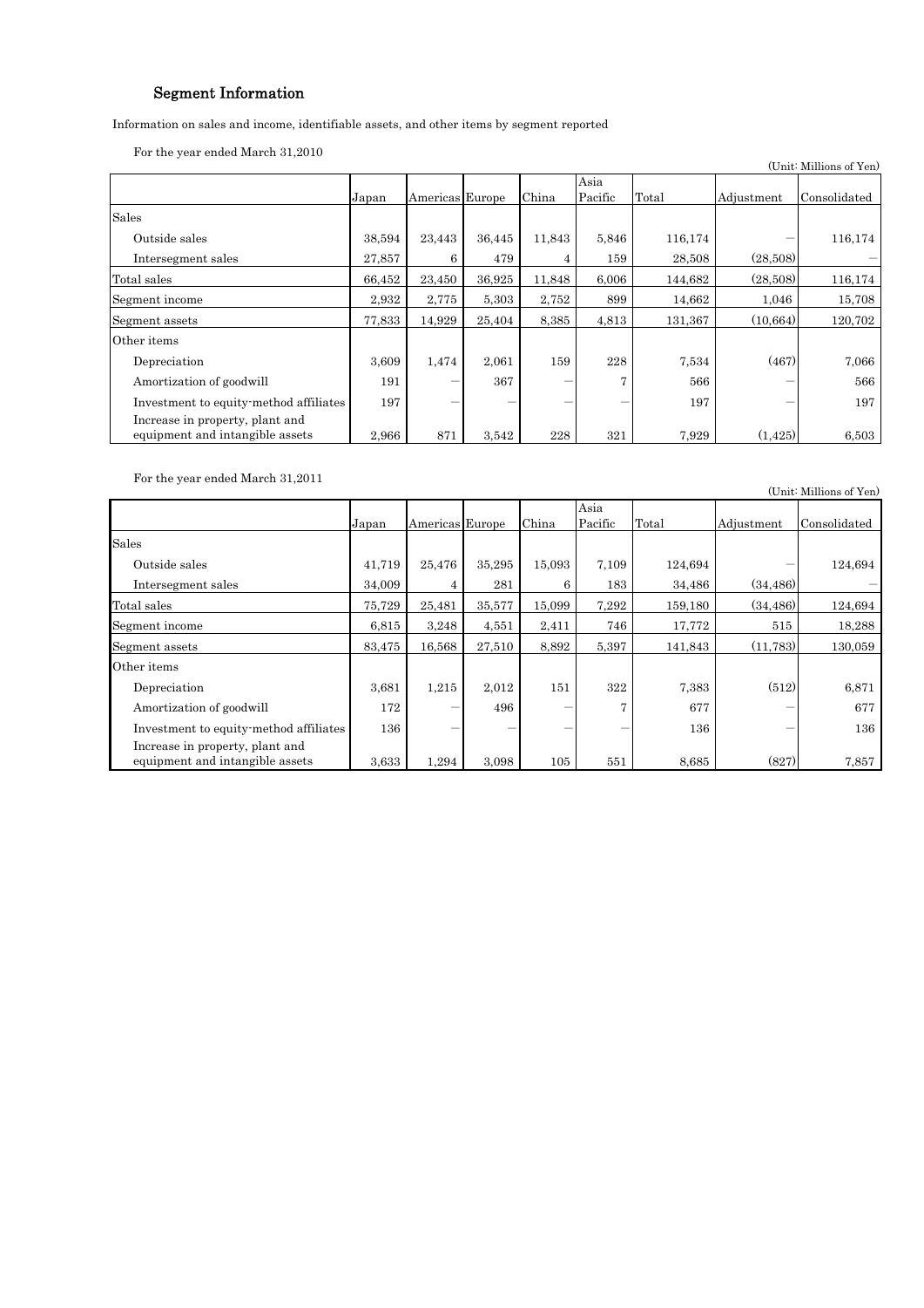## Segment Information

Information on sales and income, identifiable assets, and other items by segment reported

For the year ended March 31,2010

(Unit: Millions of Yen)

| | Japan | Americas | Europe | China | Asia Pacific | Total | Adjustment | Consolidated |
|---|---|---|---|---|---|---|---|---|
| Sales | | | | | | | | |
| Outside sales | 38,594 | 23,443 | 36,445 | 11,843 | 5,846 | 116,174 | − | 116,174 |
| Intersegment sales | 27,857 | 6 | 479 | 4 | 159 | 28,508 | (28,508) | − |
| Total sales | 66,452 | 23,450 | 36,925 | 11,848 | 6,006 | 144,682 | (28,508) | 116,174 |
| Segment income | 2,932 | 2,775 | 5,303 | 2,752 | 899 | 14,662 | 1,046 | 15,708 |
| Segment assets | 77,833 | 14,929 | 25,404 | 8,385 | 4,813 | 131,367 | (10,664) | 120,702 |
| Other items | | | | | | | | |
| Depreciation | 3,609 | 1,474 | 2,061 | 159 | 228 | 7,534 | (467) | 7,066 |
| Amortization of goodwill | 191 | − | 367 | − | 7 | 566 | − | 566 |
| Investment to equity-method affiliates | 197 | − | − | − | − | 197 | − | 197 |
| Increase in property, plant and equipment and intangible assets | 2,966 | 871 | 3,542 | 228 | 321 | 7,929 | (1,425) | 6,503 |

For the year ended March 31,2011

(Unit: Millions of Yen)

| | Japan | Americas | Europe | China | Asia Pacific | Total | Adjustment | Consolidated |
|---|---|---|---|---|---|---|---|---|
| Sales | | | | | | | | |
| Outside sales | 41,719 | 25,476 | 35,295 | 15,093 | 7,109 | 124,694 | − | 124,694 |
| Intersegment sales | 34,009 | 4 | 281 | 6 | 183 | 34,486 | (34,486) | − |
| Total sales | 75,729 | 25,481 | 35,577 | 15,099 | 7,292 | 159,180 | (34,486) | 124,694 |
| Segment income | 6,815 | 3,248 | 4,551 | 2,411 | 746 | 17,772 | 515 | 18,288 |
| Segment assets | 83,475 | 16,568 | 27,510 | 8,892 | 5,397 | 141,843 | (11,783) | 130,059 |
| Other items | | | | | | | | |
| Depreciation | 3,681 | 1,215 | 2,012 | 151 | 322 | 7,383 | (512) | 6,871 |
| Amortization of goodwill | 172 | − | 496 | − | 7 | 677 | − | 677 |
| Investment to equity-method affiliates | 136 | − | − | − | − | 136 | − | 136 |
| Increase in property, plant and equipment and intangible assets | 3,633 | 1,294 | 3,098 | 105 | 551 | 8,685 | (827) | 7,857 |